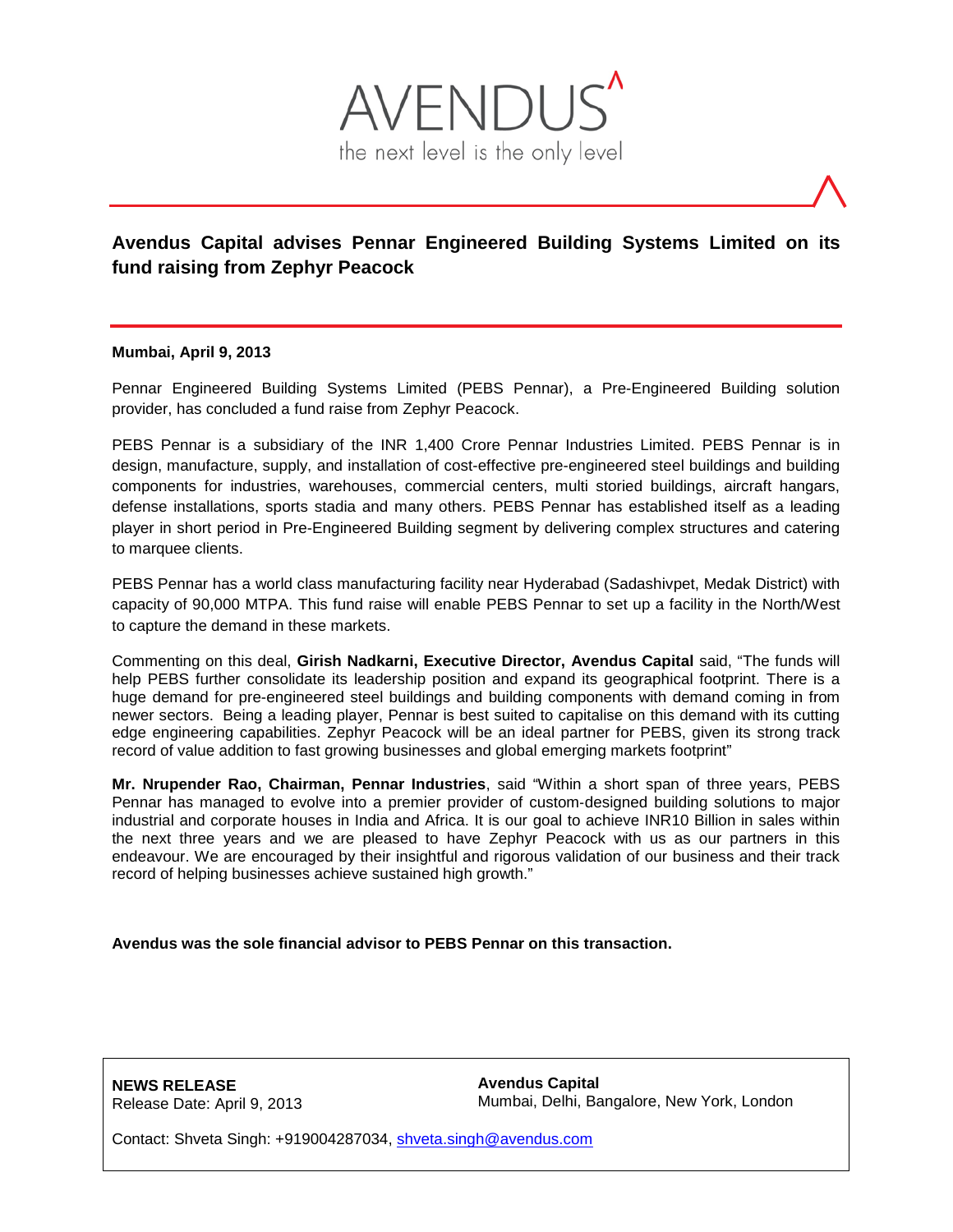AVENDUS

the next level is the only level

# Avendus Capital advises Pennar Engineered Building Systems Limited on its fund raising from Zephyr Peacock

**Mumbai, April 9, 2013**

Pennar Engineered Building Systems Limited (PEBS Pennar), a Pre-Engineered Building solution provider, has concluded a fund raise from Zephyr Peacock.

PEBS Pennar is a subsidiary of the INR 1,400 Crore Pennar Industries Limited. PEBS Pennar is in design, manufacture, supply, and installation of cost-effective pre-engineered steel buildings and building components for industries, warehouses, commercial centers, multi storied buildings, aircraft hangars, defense installations, sports stadia and many others. PEBS Pennar has established itself as a leading player in short period in Pre-Engineered Building segment by delivering complex structures and catering to marquee clients.

PEBS Pennar has a world class manufacturing facility near Hyderabad (Sadashivpet, Medak District) with capacity of 90,000 MTPA. This fund raise will enable PEBS Pennar to set up a facility in the North/West to capture the demand in these markets.

Commenting on this deal, **Girish Nadkarni, Executive Director, Avendus Capital** said, "The funds will help PEBS further consolidate its leadership position and expand its geographical footprint. There is a huge demand for pre-engineered steel buildings and building components with demand coming in from newer sectors. Being a leading player, Pennar is best suited to capitalise on this demand with its cutting edge engineering capabilities. Zephyr Peacock will be an ideal partner for PEBS, given its strong track record of value addition to fast growing businesses and global emerging markets footprint"

**Mr. Nrupender Rao, Chairman, Pennar Industries**, said "Within a short span of three years, PEBS Pennar has managed to evolve into a premier provider of custom-designed building solutions to major industrial and corporate houses in India and Africa. It is our goal to achieve INR10 Billion in sales within the next three years and we are pleased to have Zephyr Peacock with us as our partners in this endeavour. We are encouraged by their insightful and rigorous validation of our business and their track record of helping businesses achieve sustained high growth."

**Avendus was the sole financial advisor to PEBS Pennar on this transaction.**

**NEWS RELEASE**
Release Date: April 9, 2013

**Avendus Capital**
Mumbai, Delhi, Bangalore, New York, London

Contact: Shveta Singh: +919004287034, shveta.singh@avendus.com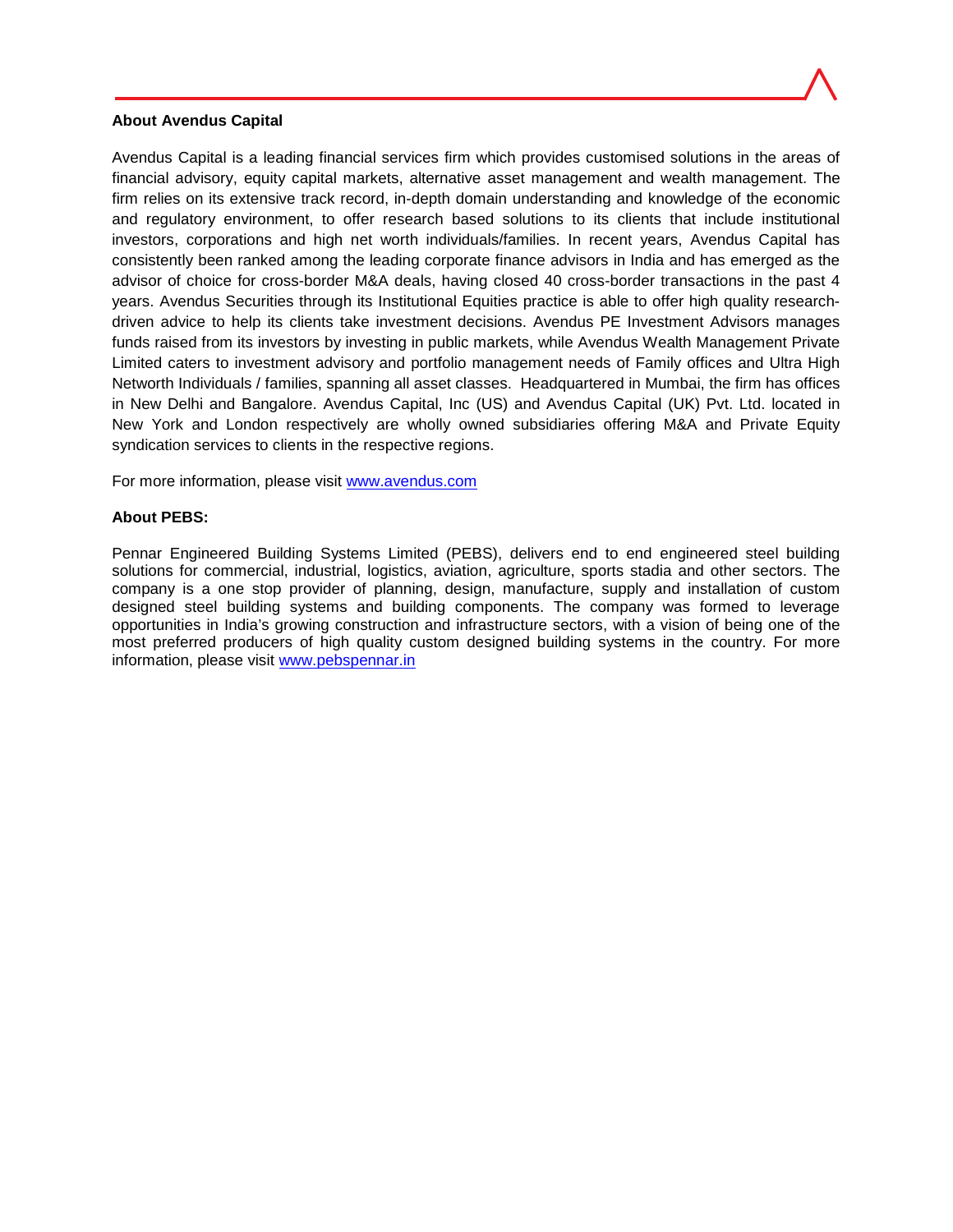**About Avendus Capital**

Avendus Capital is a leading financial services firm which provides customised solutions in the areas of financial advisory, equity capital markets, alternative asset management and wealth management. The firm relies on its extensive track record, in-depth domain understanding and knowledge of the economic and regulatory environment, to offer research based solutions to its clients that include institutional investors, corporations and high net worth individuals/families. In recent years, Avendus Capital has consistently been ranked among the leading corporate finance advisors in India and has emerged as the advisor of choice for cross-border M&A deals, having closed 40 cross-border transactions in the past 4 years. Avendus Securities through its Institutional Equities practice is able to offer high quality research-driven advice to help its clients take investment decisions. Avendus PE Investment Advisors manages funds raised from its investors by investing in public markets, while Avendus Wealth Management Private Limited caters to investment advisory and portfolio management needs of Family offices and Ultra High Networth Individuals / families, spanning all asset classes. Headquartered in Mumbai, the firm has offices in New Delhi and Bangalore. Avendus Capital, Inc (US) and Avendus Capital (UK) Pvt. Ltd. located in New York and London respectively are wholly owned subsidiaries offering M&A and Private Equity syndication services to clients in the respective regions.

For more information, please visit www.avendus.com

**About PEBS:**

Pennar Engineered Building Systems Limited (PEBS), delivers end to end engineered steel building solutions for commercial, industrial, logistics, aviation, agriculture, sports stadia and other sectors. The company is a one stop provider of planning, design, manufacture, supply and installation of custom designed steel building systems and building components. The company was formed to leverage opportunities in India's growing construction and infrastructure sectors, with a vision of being one of the most preferred producers of high quality custom designed building systems in the country. For more information, please visit www.pebspennar.in